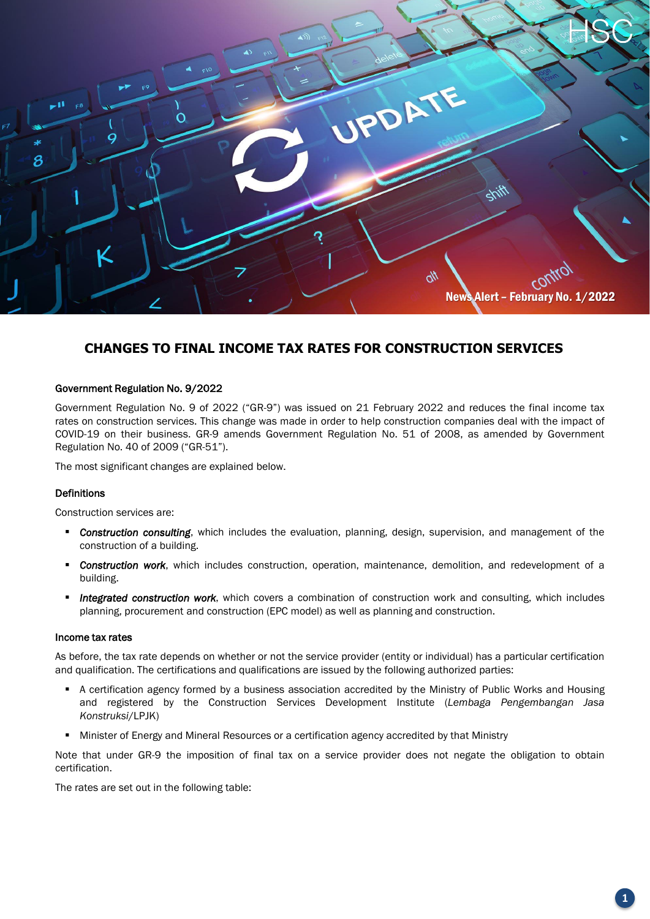News Alert – February No. 1/2022

# CHANGES TO FINAL INCOME TAX RATES FOR CONSTRUCTION SERVICES

### Government Regulation No. 9/2022

Government Regulation No. 9 of 2022 ("GR-9") was issued on 21 February 2022 and reduces the final income tax rates on construction services. This change was made in order to help construction companies deal with the impact of COVID-19 on their business. GR-9 amends Government Regulation No. 51 of 2008, as amended by Government Regulation No. 40 of 2009 ("GR-51").

The most significant changes are explained below.

### Definitions

Construction services are:

- ***Construction consulting***, which includes the evaluation, planning, design, supervision, and management of the construction of a building.
- ***Construction work***, which includes construction, operation, maintenance, demolition, and redevelopment of a building.
- ***Integrated construction work***, which covers a combination of construction work and consulting, which includes planning, procurement and construction (EPC model) as well as planning and construction.

### Income tax rates

As before, the tax rate depends on whether or not the service provider (entity or individual) has a particular certification and qualification. The certifications and qualifications are issued by the following authorized parties:

- A certification agency formed by a business association accredited by the Ministry of Public Works and Housing and registered by the Construction Services Development Institute (*Lembaga Pengembangan Jasa Konstruksi*/LPJK)
- Minister of Energy and Mineral Resources or a certification agency accredited by that Ministry

Note that under GR-9 the imposition of final tax on a service provider does not negate the obligation to obtain certification.

The rates are set out in the following table: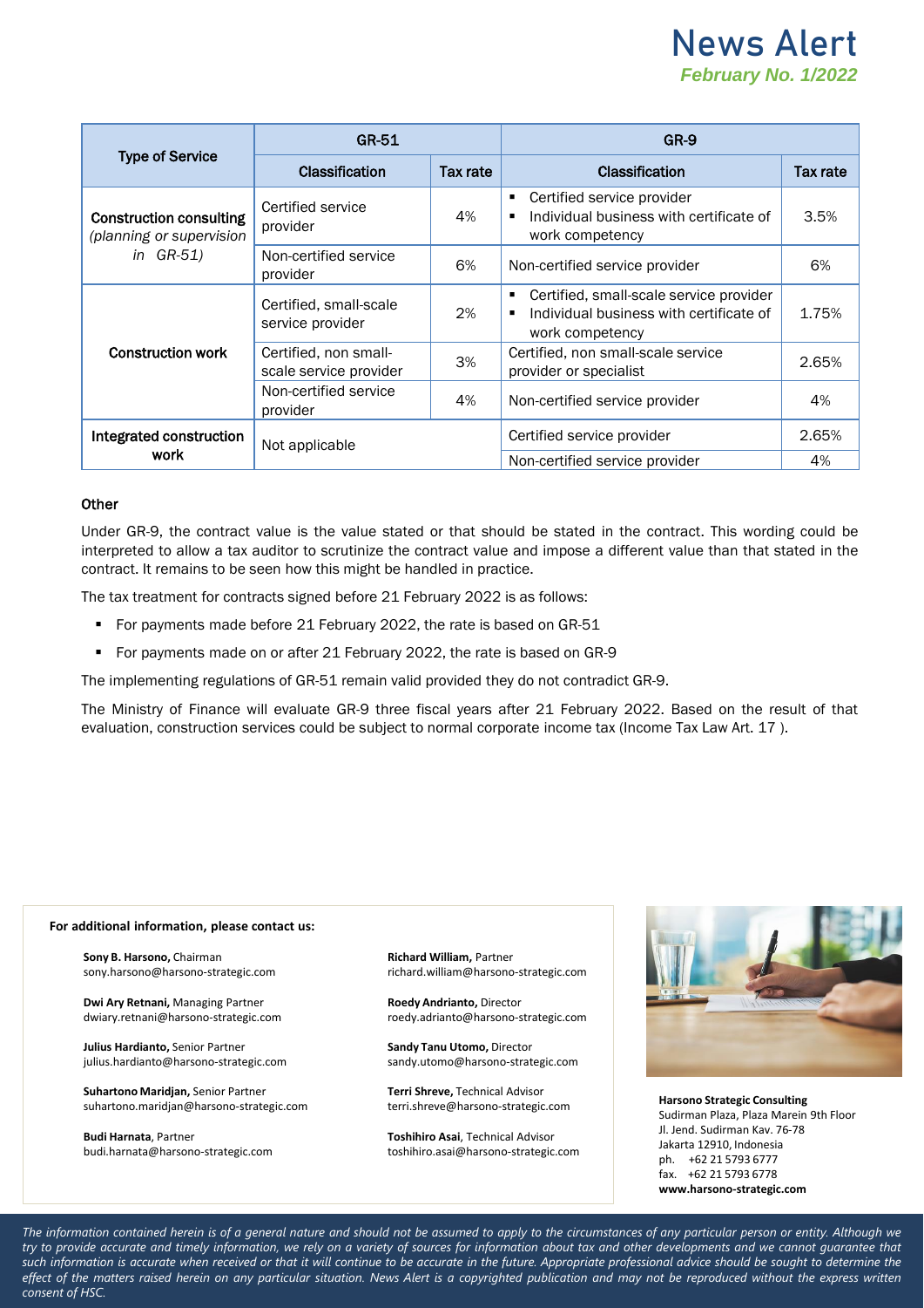| Type of Service | GR-51 | | GR-9 | |
|---|---|---|---|---|
| | Classification | Tax rate | Classification | Tax rate |
| **Construction consulting** *(planning or supervision in GR-51)* | Certified service provider | 4% | ▪ Certified service provider ▪ Individual business with certificate of work competency | 3.5% |
| | Non-certified service provider | 6% | Non-certified service provider | 6% |
| **Construction work** | Certified, small-scale service provider | 2% | ▪ Certified, small-scale service provider ▪ Individual business with certificate of work competency | 1.75% |
| | Certified, non small-scale service provider | 3% | Certified, non small-scale service provider or specialist | 2.65% |
| | Non-certified service provider | 4% | Non-certified service provider | 4% |
| **Integrated construction work** | Not applicable | | Certified service provider | 2.65% |
| | | | Non-certified service provider | 4% |

**Other**

Under GR-9, the contract value is the value stated or that should be stated in the contract. This wording could be interpreted to allow a tax auditor to scrutinize the contract value and impose a different value than that stated in the contract. It remains to be seen how this might be handled in practice.

The tax treatment for contracts signed before 21 February 2022 is as follows:

- For payments made before 21 February 2022, the rate is based on GR-51
- For payments made on or after 21 February 2022, the rate is based on GR-9

The implementing regulations of GR-51 remain valid provided they do not contradict GR-9.

The Ministry of Finance will evaluate GR-9 three fiscal years after 21 February 2022. Based on the result of that evaluation, construction services could be subject to normal corporate income tax (Income Tax Law Art. 17 ).

**For additional information, please contact us:**

**Sony B. Harsono,** Chairman
sony.harsono@harsono-strategic.com

**Dwi Ary Retnani,** Managing Partner
dwiary.retnani@harsono-strategic.com

**Julius Hardianto,** Senior Partner
julius.hardianto@harsono-strategic.com

**Suhartono Maridjan,** Senior Partner
suhartono.maridjan@harsono-strategic.com

**Budi Harnata**, Partner
budi.harnata@harsono-strategic.com

**Richard William,** Partner
richard.william@harsono-strategic.com

**Roedy Andrianto,** Director
roedy.adrianto@harsono-strategic.com

**Sandy Tanu Utomo,** Director
sandy.utomo@harsono-strategic.com

**Terri Shreve,** Technical Advisor
terri.shreve@harsono-strategic.com

**Toshihiro Asai**, Technical Advisor
toshihiro.asai@harsono-strategic.com

**Harsono Strategic Consulting**
Sudirman Plaza, Plaza Marein 9th Floor
Jl. Jend. Sudirman Kav. 76-78
Jakarta 12910, Indonesia
ph. +62 21 5793 6777
fax. +62 21 5793 6778
**www.harsono-strategic.com**

*The information contained herein is of a general nature and should not be assumed to apply to the circumstances of any particular person or entity. Although we try to provide accurate and timely information, we rely on a variety of sources for information about tax and other developments and we cannot guarantee that such information is accurate when received or that it will continue to be accurate in the future. Appropriate professional advice should be sought to determine the effect of the matters raised herein on any particular situation. News Alert is a copyrighted publication and may not be reproduced without the express written consent of HSC.*